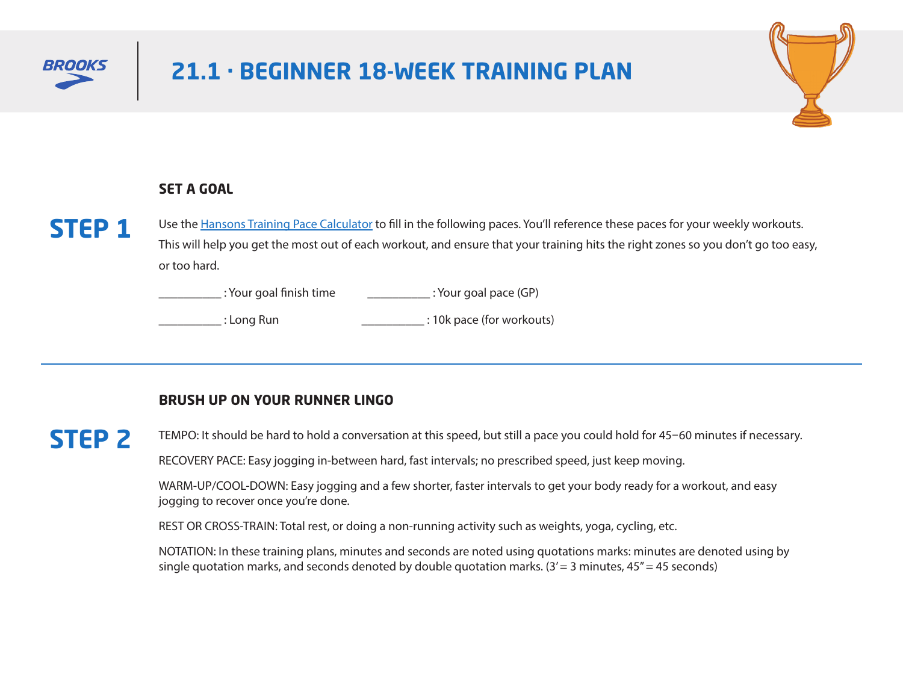BROOKS

# 21.1 · BEGINNER 18-WEEK TRAINING PLAN

## STEP 1

### SET A GOAL

Use the [Hansons Training Pace Calculator]() to fill in the following paces. You'll reference these paces for your weekly workouts. This will help you get the most out of each workout, and ensure that your training hits the right zones so you don't go too easy, or too hard.

__________ : Your goal finish time     __________ : Your goal pace (GP)

__________ : Long Run     __________ : 10k pace (for workouts)

---

## STEP 2

### BRUSH UP ON YOUR RUNNER LINGO

TEMPO: It should be hard to hold a conversation at this speed, but still a pace you could hold for 45–60 minutes if necessary.

RECOVERY PACE: Easy jogging in-between hard, fast intervals; no prescribed speed, just keep moving.

WARM-UP/COOL-DOWN: Easy jogging and a few shorter, faster intervals to get your body ready for a workout, and easy jogging to recover once you're done.

REST OR CROSS-TRAIN: Total rest, or doing a non-running activity such as weights, yoga, cycling, etc.

NOTATION: In these training plans, minutes and seconds are noted using quotations marks: minutes are denoted using by single quotation marks, and seconds denoted by double quotation marks. (3′ = 3 minutes, 45″ = 45 seconds)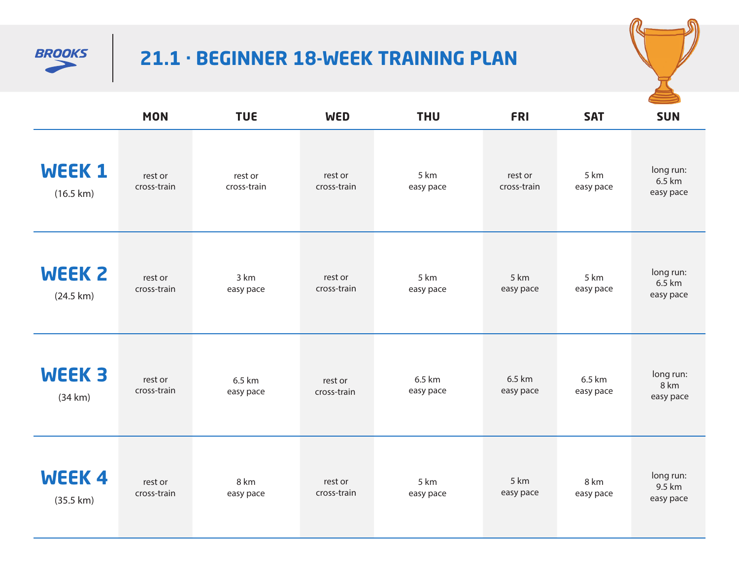# BROOKS

## 21.1 · BEGINNER 18-WEEK TRAINING PLAN

| | MON | TUE | WED | THU | FRI | SAT | SUN |
|---|---|---|---|---|---|---|---|
| **WEEK 1** (16.5 km) | rest or cross-train | rest or cross-train | rest or cross-train | 5 km easy pace | rest or cross-train | 5 km easy pace | long run: 6.5 km easy pace |
| **WEEK 2** (24.5 km) | rest or cross-train | 3 km easy pace | rest or cross-train | 5 km easy pace | 5 km easy pace | 5 km easy pace | long run: 6.5 km easy pace |
| **WEEK 3** (34 km) | rest or cross-train | 6.5 km easy pace | rest or cross-train | 6.5 km easy pace | 6.5 km easy pace | 6.5 km easy pace | long run: 8 km easy pace |
| **WEEK 4** (35.5 km) | rest or cross-train | 8 km easy pace | rest or cross-train | 5 km easy pace | 5 km easy pace | 8 km easy pace | long run: 9.5 km easy pace |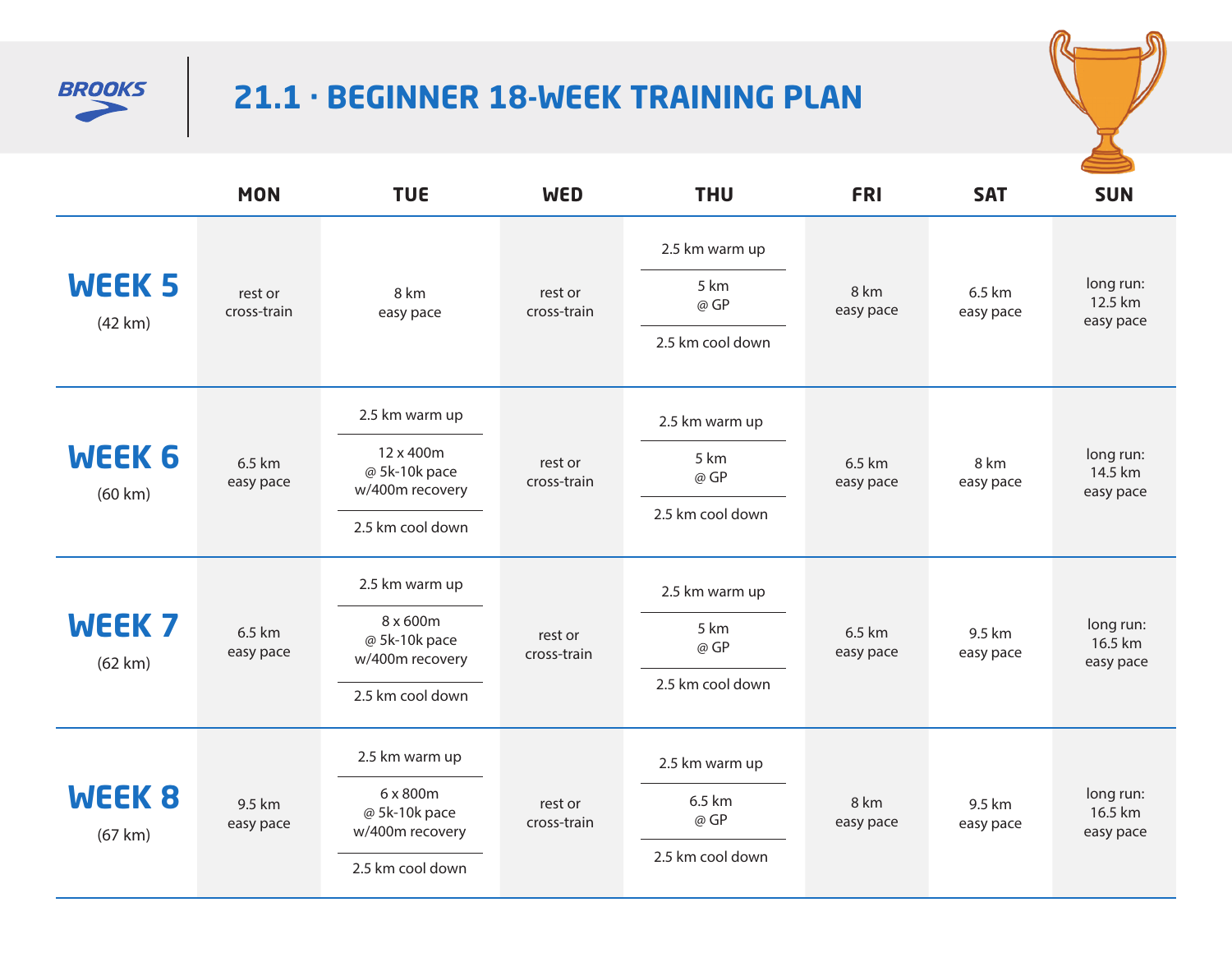# 21.1 · BEGINNER 18-WEEK TRAINING PLAN

| | MON | TUE | WED | THU | FRI | SAT | SUN |
|---|---|---|---|---|---|---|---|
| **WEEK 5** (42 km) | rest or cross-train | 8 km easy pace | rest or cross-train | 2.5 km warm up / 5 km @ GP / 2.5 km cool down | 8 km easy pace | 6.5 km easy pace | long run: 12.5 km easy pace |
| **WEEK 6** (60 km) | 6.5 km easy pace | 2.5 km warm up / 12 x 400m @ 5k-10k pace w/400m recovery / 2.5 km cool down | rest or cross-train | 2.5 km warm up / 5 km @ GP / 2.5 km cool down | 6.5 km easy pace | 8 km easy pace | long run: 14.5 km easy pace |
| **WEEK 7** (62 km) | 6.5 km easy pace | 2.5 km warm up / 8 x 600m @ 5k-10k pace w/400m recovery / 2.5 km cool down | rest or cross-train | 2.5 km warm up / 5 km @ GP / 2.5 km cool down | 6.5 km easy pace | 9.5 km easy pace | long run: 16.5 km easy pace |
| **WEEK 8** (67 km) | 9.5 km easy pace | 2.5 km warm up / 6 x 800m @ 5k-10k pace w/400m recovery / 2.5 km cool down | rest or cross-train | 2.5 km warm up / 6.5 km @ GP / 2.5 km cool down | 8 km easy pace | 9.5 km easy pace | long run: 16.5 km easy pace |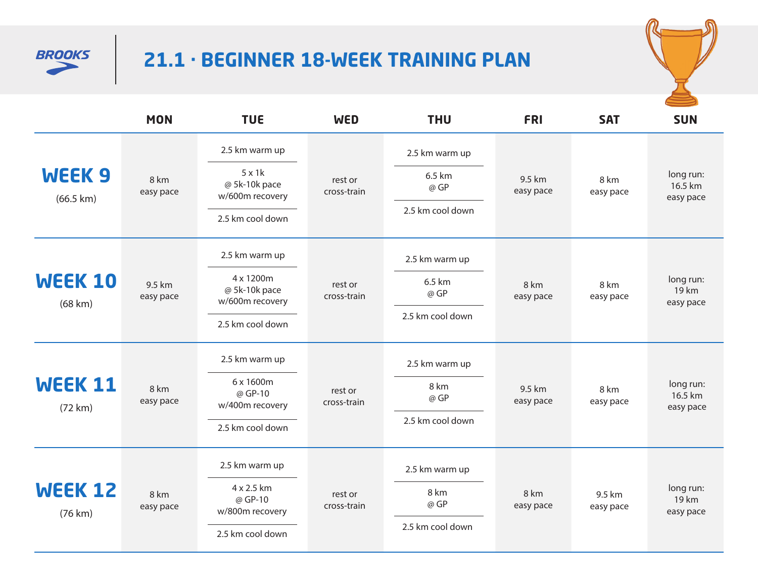# 21.1 · BEGINNER 18-WEEK TRAINING PLAN

| | MON | TUE | WED | THU | FRI | SAT | SUN |
|---|---|---|---|---|---|---|---|
| **WEEK 9** (66.5 km) | 8 km easy pace | 2.5 km warm up<br>5 x 1k @ 5k-10k pace w/600m recovery<br>2.5 km cool down | rest or cross-train | 2.5 km warm up<br>6.5 km @ GP<br>2.5 km cool down | 9.5 km easy pace | 8 km easy pace | long run: 16.5 km easy pace |
| **WEEK 10** (68 km) | 9.5 km easy pace | 2.5 km warm up<br>4 x 1200m @ 5k-10k pace w/600m recovery<br>2.5 km cool down | rest or cross-train | 2.5 km warm up<br>6.5 km @ GP<br>2.5 km cool down | 8 km easy pace | 8 km easy pace | long run: 19 km easy pace |
| **WEEK 11** (72 km) | 8 km easy pace | 2.5 km warm up<br>6 x 1600m @ GP-10 w/400m recovery<br>2.5 km cool down | rest or cross-train | 2.5 km warm up<br>8 km @ GP<br>2.5 km cool down | 9.5 km easy pace | 8 km easy pace | long run: 16.5 km easy pace |
| **WEEK 12** (76 km) | 8 km easy pace | 2.5 km warm up<br>4 x 2.5 km @ GP-10 w/800m recovery<br>2.5 km cool down | rest or cross-train | 2.5 km warm up<br>8 km @ GP<br>2.5 km cool down | 8 km easy pace | 9.5 km easy pace | long run: 19 km easy pace |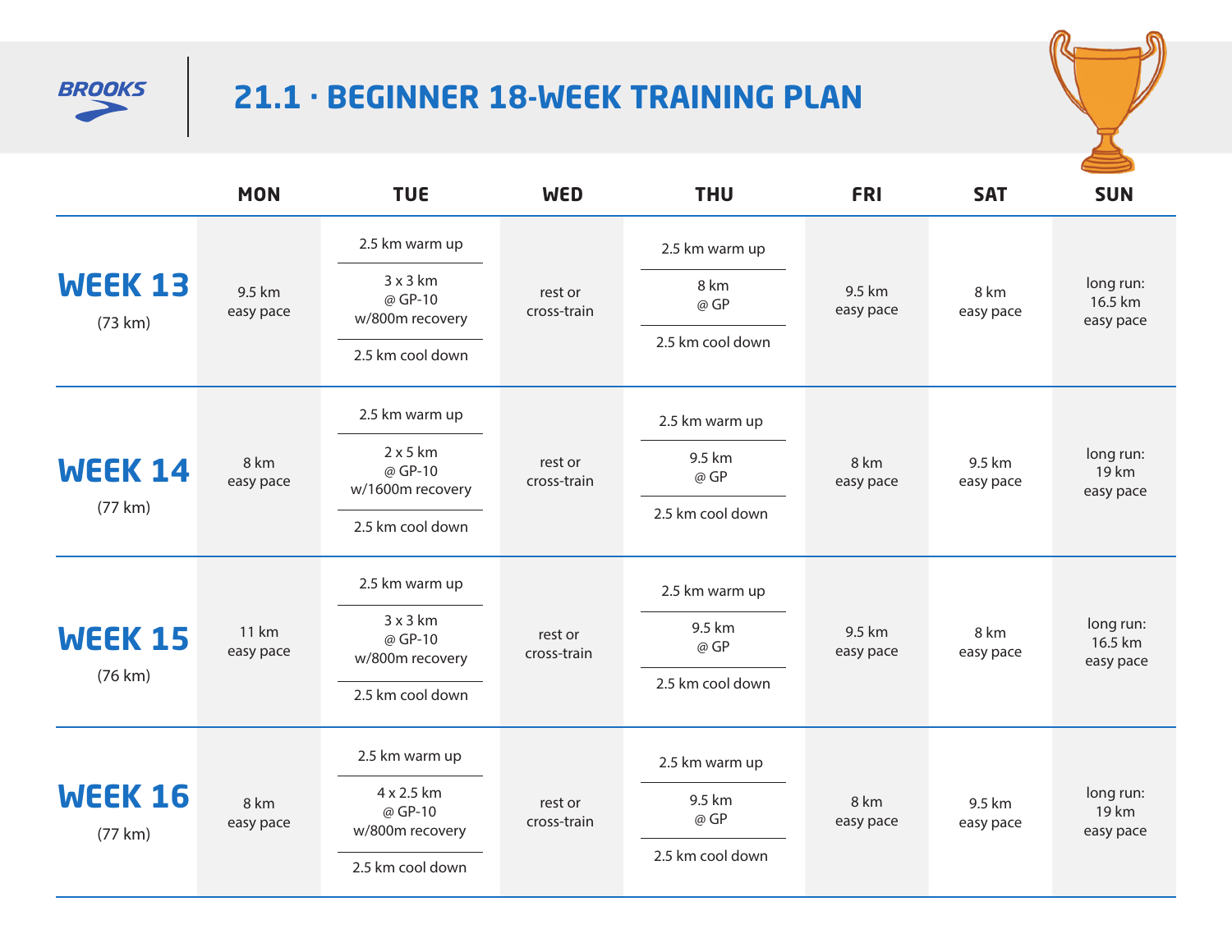# 21.1 · BEGINNER 18-WEEK TRAINING PLAN

| | MON | TUE | WED | THU | FRI | SAT | SUN |
|---|---|---|---|---|---|---|---|
| **WEEK 13** (73 km) | 9.5 km easy pace | 2.5 km warm up / 3 x 3 km @ GP-10 w/800m recovery / 2.5 km cool down | rest or cross-train | 2.5 km warm up / 8 km @ GP / 2.5 km cool down | 9.5 km easy pace | 8 km easy pace | long run: 16.5 km easy pace |
| **WEEK 14** (77 km) | 8 km easy pace | 2.5 km warm up / 2 x 5 km @ GP-10 w/1600m recovery / 2.5 km cool down | rest or cross-train | 2.5 km warm up / 9.5 km @ GP / 2.5 km cool down | 8 km easy pace | 9.5 km easy pace | long run: 19 km easy pace |
| **WEEK 15** (76 km) | 11 km easy pace | 2.5 km warm up / 3 x 3 km @ GP-10 w/800m recovery / 2.5 km cool down | rest or cross-train | 2.5 km warm up / 9.5 km @ GP / 2.5 km cool down | 9.5 km easy pace | 8 km easy pace | long run: 16.5 km easy pace |
| **WEEK 16** (77 km) | 8 km easy pace | 2.5 km warm up / 4 x 2.5 km @ GP-10 w/800m recovery / 2.5 km cool down | rest or cross-train | 2.5 km warm up / 9.5 km @ GP / 2.5 km cool down | 8 km easy pace | 9.5 km easy pace | long run: 19 km easy pace |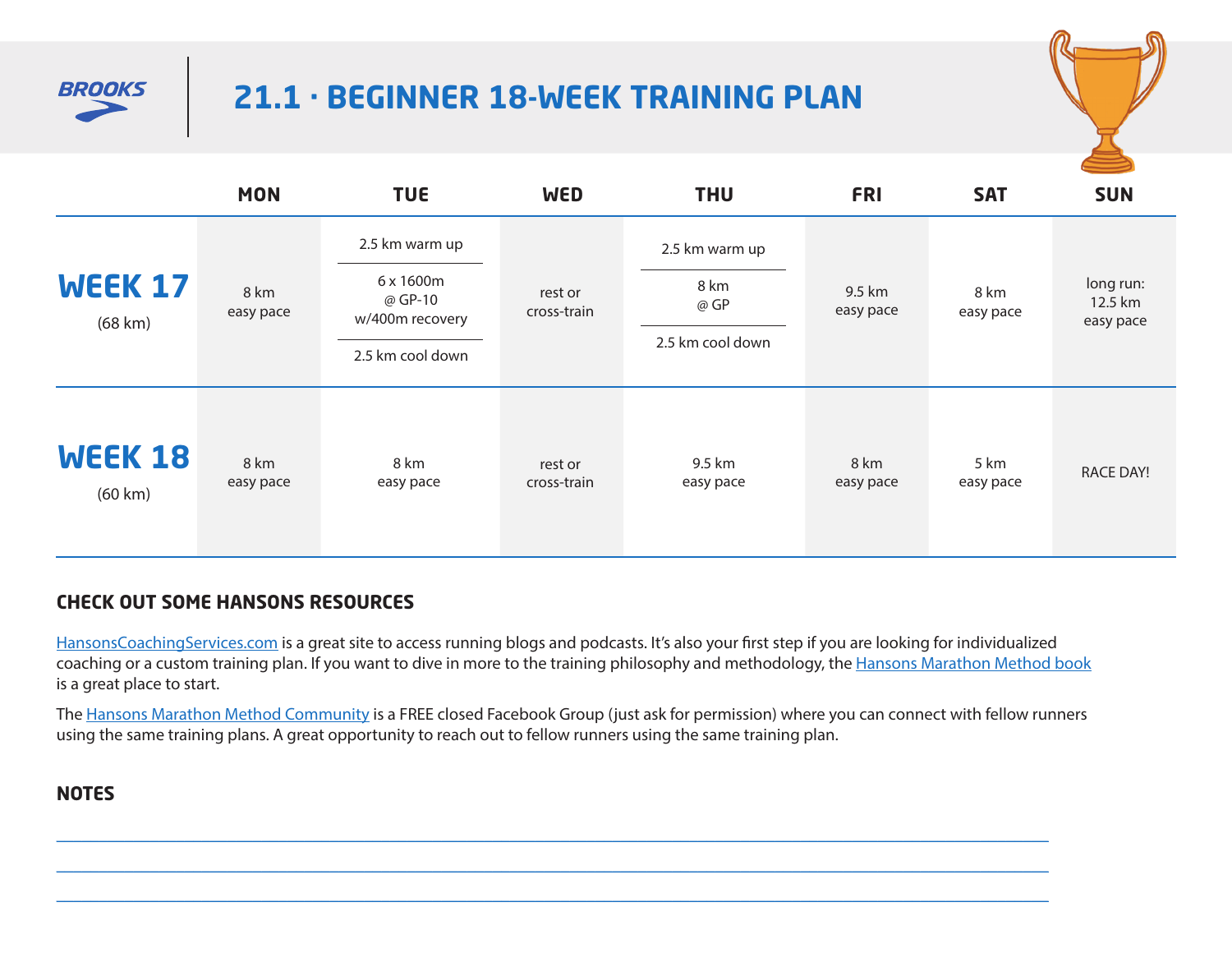# 21.1 · BEGINNER 18-WEEK TRAINING PLAN

| | MON | TUE | WED | THU | FRI | SAT | SUN |
|---|---|---|---|---|---|---|---|
| **WEEK 17** (68 km) | 8 km easy pace | 2.5 km warm up / 6 x 1600m @ GP-10 w/400m recovery / 2.5 km cool down | rest or cross-train | 2.5 km warm up / 8 km @ GP / 2.5 km cool down | 9.5 km easy pace | 8 km easy pace | long run: 12.5 km easy pace |
| **WEEK 18** (60 km) | 8 km easy pace | 8 km easy pace | rest or cross-train | 9.5 km easy pace | 8 km easy pace | 5 km easy pace | RACE DAY! |

## CHECK OUT SOME HANSONS RESOURCES

HansonsCoachingServices.com is a great site to access running blogs and podcasts. It's also your first step if you are looking for individualized coaching or a custom training plan. If you want to dive in more to the training philosophy and methodology, the Hansons Marathon Method book is a great place to start.

The Hansons Marathon Method Community is a FREE closed Facebook Group (just ask for permission) where you can connect with fellow runners using the same training plans. A great opportunity to reach out to fellow runners using the same training plan.

## NOTES